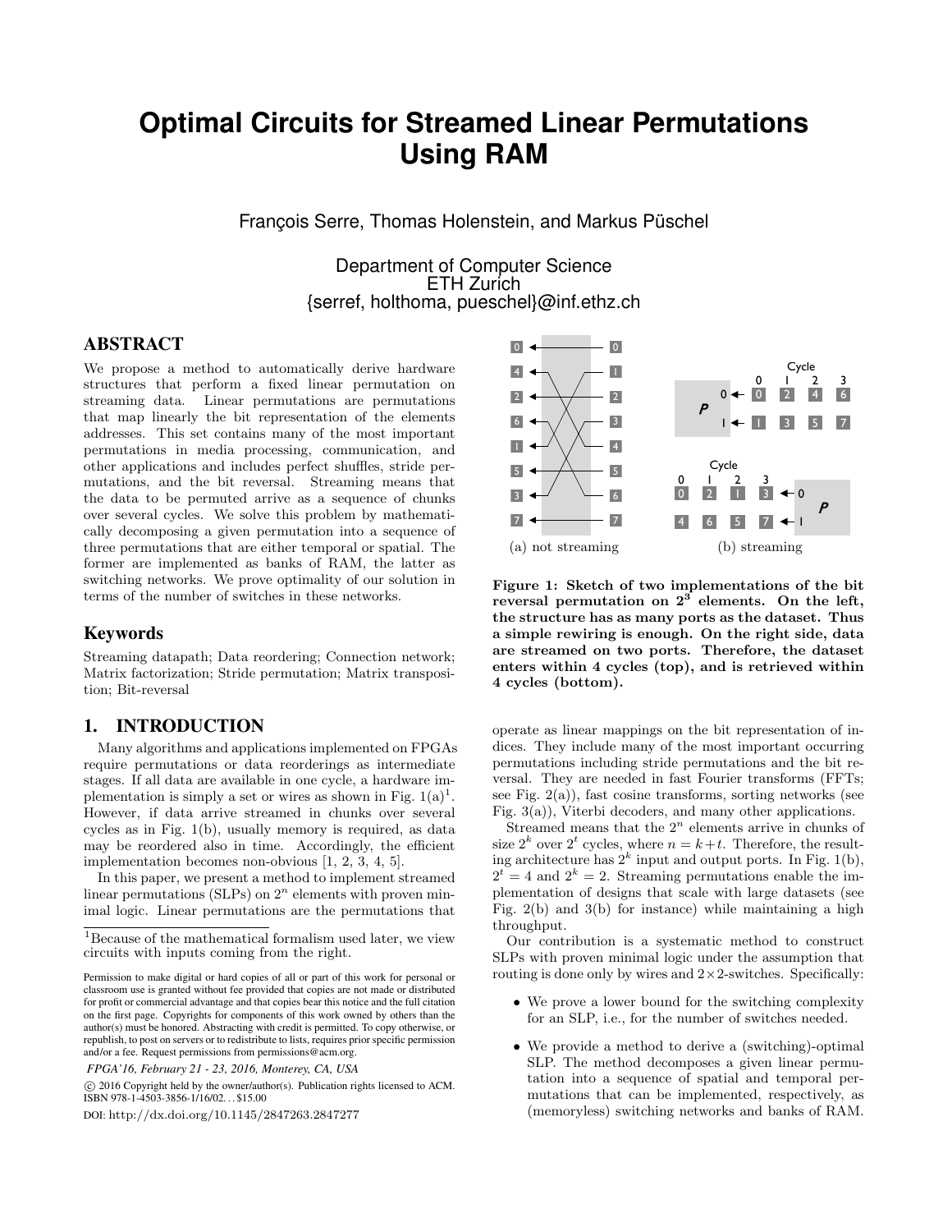# Optimal Circuits for Streamed Linear Permutations Using RAM

François Serre, Thomas Holenstein, and Markus Püschel

Department of Computer Science
ETH Zurich
{serref, holthoma, pueschel}@inf.ethz.ch

## ABSTRACT

We propose a method to automatically derive hardware structures that perform a fixed linear permutation on streaming data. Linear permutations are permutations that map linearly the bit representation of the elements addresses. This set contains many of the most important permutations in media processing, communication, and other applications and includes perfect shuffles, stride permutations, and the bit reversal. Streaming means that the data to be permuted arrive as a sequence of chunks over several cycles. We solve this problem by mathematically decomposing a given permutation into a sequence of three permutations that are either temporal or spatial. The former are implemented as banks of RAM, the latter as switching networks. We prove optimality of our solution in terms of the number of switches in these networks.

## Keywords

Streaming datapath; Data reordering; Connection network; Matrix factorization; Stride permutation; Matrix transposition; Bit-reversal

## 1. INTRODUCTION

Many algorithms and applications implemented on FPGAs require permutations or data reorderings as intermediate stages. If all data are available in one cycle, a hardware implementation is simply a set or wires as shown in Fig. 1(a)[1]. However, if data arrive streamed in chunks over several cycles as in Fig. 1(b), usually memory is required, as data may be reordered also in time. Accordingly, the efficient implementation becomes non-obvious [1, 2, 3, 4, 5].

In this paper, we present a method to implement streamed linear permutations (SLPs) on $2^n$ elements with proven minimal logic. Linear permutations are the permutations that operate as linear mappings on the bit representation of indices. They include many of the most important occurring permutations including stride permutations and the bit reversal. They are needed in fast Fourier transforms (FFTs; see Fig. 2(a)), fast cosine transforms, sorting networks (see Fig. 3(a)), Viterbi decoders, and many other applications.

[1]Because of the mathematical formalism used later, we view circuits with inputs coming from the right.

Permission to make digital or hard copies of all or part of this work for personal or classroom use is granted without fee provided that copies are not made or distributed for profit or commercial advantage and that copies bear this notice and the full citation on the first page. Copyrights for components of this work owned by others than the author(s) must be honored. Abstracting with credit is permitted. To copy otherwise, or republish, to post on servers or to redistribute to lists, requires prior specific permission and/or a fee. Request permissions from permissions@acm.org.

*FPGA'16, February 21 - 23, 2016, Monterey, CA, USA*

© 2016 Copyright held by the owner/author(s). Publication rights licensed to ACM. ISBN 978-1-4503-3856-1/16/02... $15.00

DOI: http://dx.doi.org/10.1145/2847263.2847277

(a) not streaming (b) streaming

**Figure 1: Sketch of two implementations of the bit reversal permutation on $2^3$ elements. On the left, the structure has as many ports as the dataset. Thus a simple rewiring is enough. On the right side, data are streamed on two ports. Therefore, the dataset enters within 4 cycles (top), and is retrieved within 4 cycles (bottom).**

Streamed means that the $2^n$ elements arrive in chunks of size $2^k$ over $2^t$ cycles, where $n = k+t$. Therefore, the resulting architecture has $2^k$ input and output ports. In Fig. 1(b), $2^t = 4$ and $2^k = 2$. Streaming permutations enable the implementation of designs that scale with large datasets (see Fig. 2(b) and 3(b) for instance) while maintaining a high throughput.

Our contribution is a systematic method to construct SLPs with proven minimal logic under the assumption that routing is done only by wires and $2\times2$-switches. Specifically:

- We prove a lower bound for the switching complexity for an SLP, i.e., for the number of switches needed.
- We provide a method to derive a (switching)-optimal SLP. The method decomposes a given linear permutation into a sequence of spatial and temporal permutations that can be implemented, respectively, as (memoryless) switching networks and banks of RAM.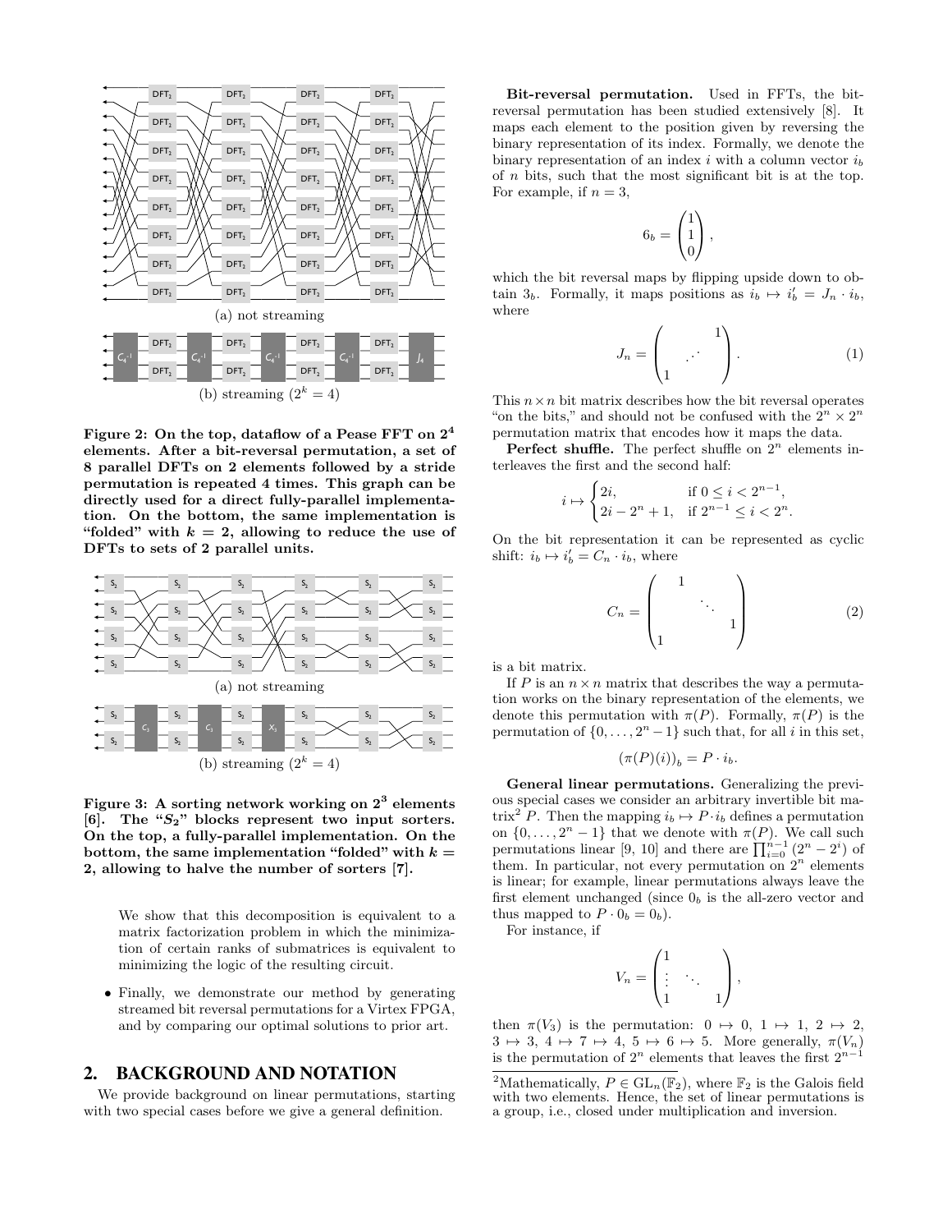(a) not streaming

(b) streaming ($2^k = 4$)

**Figure 2: On the top, dataflow of a Pease FFT on $2^4$ elements. After a bit-reversal permutation, a set of 8 parallel DFTs on 2 elements followed by a stride permutation is repeated 4 times. This graph can be directly used for a direct fully-parallel implementation. On the bottom, the same implementation is "folded" with $k = 2$, allowing to reduce the use of DFTs to sets of 2 parallel units.**

(a) not streaming

(b) streaming ($2^k = 4$)

**Figure 3: A sorting network working on $2^3$ elements [6]. The "$S_2$" blocks represent two input sorters. On the top, a fully-parallel implementation. On the bottom, the same implementation "folded" with $k = 2$, allowing to halve the number of sorters [7].**

We show that this decomposition is equivalent to a matrix factorization problem in which the minimization of certain ranks of submatrices is equivalent to minimizing the logic of the resulting circuit.

- Finally, we demonstrate our method by generating streamed bit reversal permutations for a Virtex FPGA, and by comparing our optimal solutions to prior art.

## 2. BACKGROUND AND NOTATION

We provide background on linear permutations, starting with two special cases before we give a general definition.

**Bit-reversal permutation.** Used in FFTs, the bit-reversal permutation has been studied extensively [8]. It maps each element to the position given by reversing the binary representation of its index. Formally, we denote the binary representation of an index $i$ with a column vector $i_b$ of $n$ bits, such that the most significant bit is at the top. For example, if $n = 3$,

$$6_b = \begin{pmatrix} 1 \\ 1 \\ 0 \end{pmatrix},$$

which the bit reversal maps by flipping upside down to obtain $3_b$. Formally, it maps positions as $i_b \mapsto i'_b = J_n \cdot i_b$, where

$$J_n = \begin{pmatrix} & & 1 \\ & \iddots & \\ 1 & & \end{pmatrix}. \tag{1}$$

This $n \times n$ bit matrix describes how the bit reversal operates "on the bits," and should not be confused with the $2^n \times 2^n$ permutation matrix that encodes how it maps the data.

**Perfect shuffle.** The perfect shuffle on $2^n$ elements interleaves the first and the second half:

$$i \mapsto \begin{cases} 2i, & \text{if } 0 \leq i < 2^{n-1}, \\ 2i - 2^n + 1, & \text{if } 2^{n-1} \leq i < 2^n. \end{cases}$$

On the bit representation it can be represented as cyclic shift: $i_b \mapsto i'_b = C_n \cdot i_b$, where

$$C_n = \begin{pmatrix} & 1 & & \\ & & \ddots & \\ & & & 1 \\ 1 & & & \end{pmatrix} \tag{2}$$

is a bit matrix.

If $P$ is an $n \times n$ matrix that describes the way a permutation works on the binary representation of the elements, we denote this permutation with $\pi(P)$. Formally, $\pi(P)$ is the permutation of $\{0, \ldots, 2^n - 1\}$ such that, for all $i$ in this set,

$$(\pi(P)(i))_b = P \cdot i_b.$$

**General linear permutations.** Generalizing the previous special cases we consider an arbitrary invertible bit matrix[2] $P$. Then the mapping $i_b \mapsto P \cdot i_b$ defines a permutation on $\{0, \ldots, 2^n - 1\}$ that we denote with $\pi(P)$. We call such permutations linear [9, 10] and there are $\prod_{i=0}^{n-1} (2^n - 2^i)$ of them. In particular, not every permutation on $2^n$ elements is linear; for example, linear permutations always leave the first element unchanged (since $0_b$ is the all-zero vector and thus mapped to $P \cdot 0_b = 0_b$).

For instance, if

$$V_n = \begin{pmatrix} 1 & & \\ \vdots & \ddots & \\ 1 & & 1 \end{pmatrix},$$

then $\pi(V_3)$ is the permutation: $0 \mapsto 0$, $1 \mapsto 1$, $2 \mapsto 2$, $3 \mapsto 3$, $4 \mapsto 7 \mapsto 4$, $5 \mapsto 6 \mapsto 5$. More generally, $\pi(V_n)$ is the permutation of $2^n$ elements that leaves the first $2^{n-1}$

[2] Mathematically, $P \in \mathrm{GL}_n(\mathbb{F}_2)$, where $\mathbb{F}_2$ is the Galois field with two elements. Hence, the set of linear permutations is a group, i.e., closed under multiplication and inversion.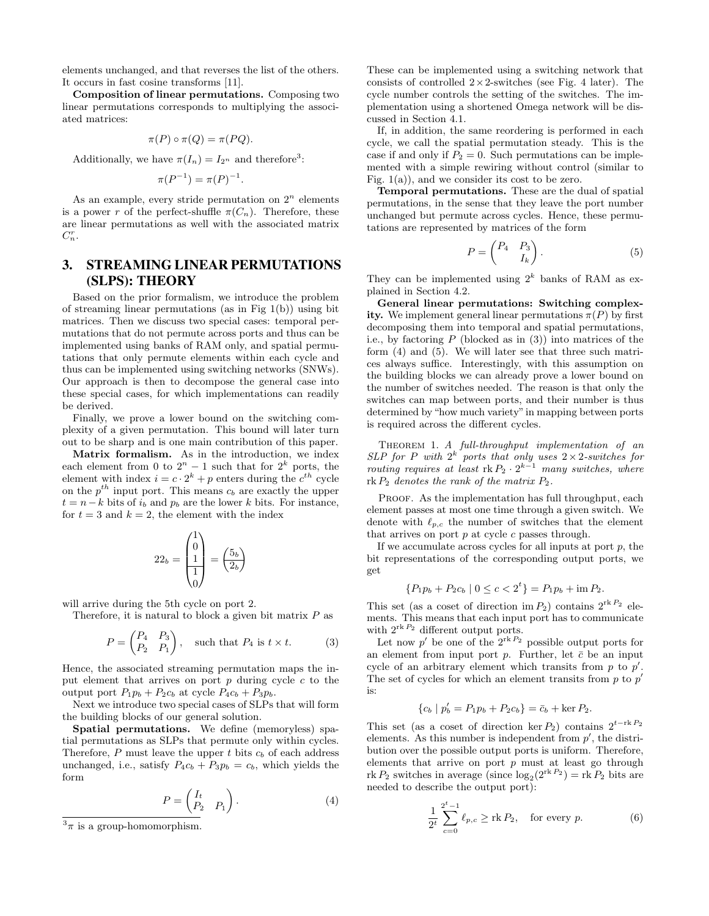elements unchanged, and that reverses the list of the others. It occurs in fast cosine transforms [11].

**Composition of linear permutations.** Composing two linear permutations corresponds to multiplying the associated matrices:

$$\pi(P) \circ \pi(Q) = \pi(PQ).$$

Additionally, we have $\pi(I_n) = I_{2^n}$ and therefore[3]:

$$\pi(P^{-1}) = \pi(P)^{-1}.$$

As an example, every stride permutation on $2^n$ elements is a power $r$ of the perfect-shuffle $\pi(C_n)$. Therefore, these are linear permutations as well with the associated matrix $C_n^r$.

# 3. STREAMING LINEAR PERMUTATIONS (SLPS): THEORY

Based on the prior formalism, we introduce the problem of streaming linear permutations (as in Fig 1(b)) using bit matrices. Then we discuss two special cases: temporal permutations that do not permute across ports and thus can be implemented using banks of RAM only, and spatial permutations that only permute elements within each cycle and thus can be implemented using switching networks (SNWs). Our approach is then to decompose the general case into these special cases, for which implementations can readily be derived.

Finally, we prove a lower bound on the switching complexity of a given permutation. This bound will later turn out to be sharp and is one main contribution of this paper.

**Matrix formalism.** As in the introduction, we index each element from 0 to $2^n - 1$ such that for $2^k$ ports, the element with index $i = c \cdot 2^k + p$ enters during the $c^{th}$ cycle on the $p^{th}$ input port. This means $c_b$ are exactly the upper $t = n - k$ bits of $i_b$ and $p_b$ are the lower $k$ bits. For instance, for $t = 3$ and $k = 2$, the element with the index

$$22_b = \begin{pmatrix} 1 \\ 0 \\ 1 \\ \hline 1 \\ 0 \end{pmatrix} = \begin{pmatrix} 5_b \\ \hline 2_b \end{pmatrix}$$

will arrive during the 5th cycle on port 2.

Therefore, it is natural to block a given bit matrix $P$ as

$$P = \begin{pmatrix} P_4 & P_3 \\ P_2 & P_1 \end{pmatrix}, \quad \text{such that } P_4 \text{ is } t \times t. \tag{3}$$

Hence, the associated streaming permutation maps the input element that arrives on port $p$ during cycle $c$ to the output port $P_1 p_b + P_2 c_b$ at cycle $P_4 c_b + P_3 p_b$.

Next we introduce two special cases of SLPs that will form the building blocks of our general solution.

**Spatial permutations.** We define (memoryless) spatial permutations as SLPs that permute only within cycles. Therefore, $P$ must leave the upper $t$ bits $c_b$ of each address unchanged, i.e., satisfy $P_4 c_b + P_3 p_b = c_b$, which yields the form

$$P = \begin{pmatrix} I_t & \\ P_2 & P_1 \end{pmatrix}. \tag{4}$$

These can be implemented using a switching network that consists of controlled $2 \times 2$-switches (see Fig. 4 later). The cycle number controls the setting of the switches. The implementation using a shortened Omega network will be discussed in Section 4.1.

If, in addition, the same reordering is performed in each cycle, we call the spatial permutation steady. This is the case if and only if $P_2 = 0$. Such permutations can be implemented with a simple rewiring without control (similar to Fig. 1(a)), and we consider its cost to be zero.

**Temporal permutations.** These are the dual of spatial permutations, in the sense that they leave the port number unchanged but permute across cycles. Hence, these permutations are represented by matrices of the form

$$P = \begin{pmatrix} P_4 & P_3 \\ & I_k \end{pmatrix}. \tag{5}$$

They can be implemented using $2^k$ banks of RAM as explained in Section 4.2.

**General linear permutations: Switching complexity.** We implement general linear permutations $\pi(P)$ by first decomposing them into temporal and spatial permutations, i.e., by factoring $P$ (blocked as in (3)) into matrices of the form (4) and (5). We will later see that three such matrices always suffice. Interestingly, with this assumption on the building blocks we can already prove a lower bound on the number of switches needed. The reason is that only the switches can map between ports, and their number is thus determined by "how much variety" in mapping between ports is required across the different cycles.

THEOREM 1. *A full-throughput implementation of an SLP for $P$ with $2^k$ ports that only uses $2 \times 2$-switches for routing requires at least $\operatorname{rk} P_2 \cdot 2^{k-1}$ many switches, where $\operatorname{rk} P_2$ denotes the rank of the matrix $P_2$.*

PROOF. As the implementation has full throughput, each element passes at most one time through a given switch. We denote with $\ell_{p,c}$ the number of switches that the element that arrives on port $p$ at cycle $c$ passes through.

If we accumulate across cycles for all inputs at port $p$, the bit representations of the corresponding output ports, we get

$$\{P_1 p_b + P_2 c_b \mid 0 \le c < 2^t\} = P_1 p_b + \operatorname{im} P_2.$$

This set (as a coset of direction $\operatorname{im} P_2$) contains $2^{\operatorname{rk} P_2}$ elements. This means that each input port has to communicate with $2^{\operatorname{rk} P_2}$ different output ports.

Let now $p'$ be one of the $2^{\operatorname{rk} P_2}$ possible output ports for an element from input port $p$. Further, let $\bar{c}$ be an input cycle of an arbitrary element which transits from $p$ to $p'$. The set of cycles for which an element transits from $p$ to $p'$ is:

$$\{c_b \mid p'_b = P_1 p_b + P_2 c_b\} = \bar{c}_b + \ker P_2.$$

This set (as a coset of direction $\ker P_2$) contains $2^{t - \operatorname{rk} P_2}$ elements. As this number is independent from $p'$, the distribution over the possible output ports is uniform. Therefore, elements that arrive on port $p$ must at least go through $\operatorname{rk} P_2$ switches in average (since $\log_2(2^{\operatorname{rk} P_2}) = \operatorname{rk} P_2$ bits are needed to describe the output port):

$$\frac{1}{2^t} \sum_{c=0}^{2^t - 1} \ell_{p,c} \ge \operatorname{rk} P_2, \quad \text{for every } p. \tag{6}$$

[3] $\pi$ is a group-homomorphism.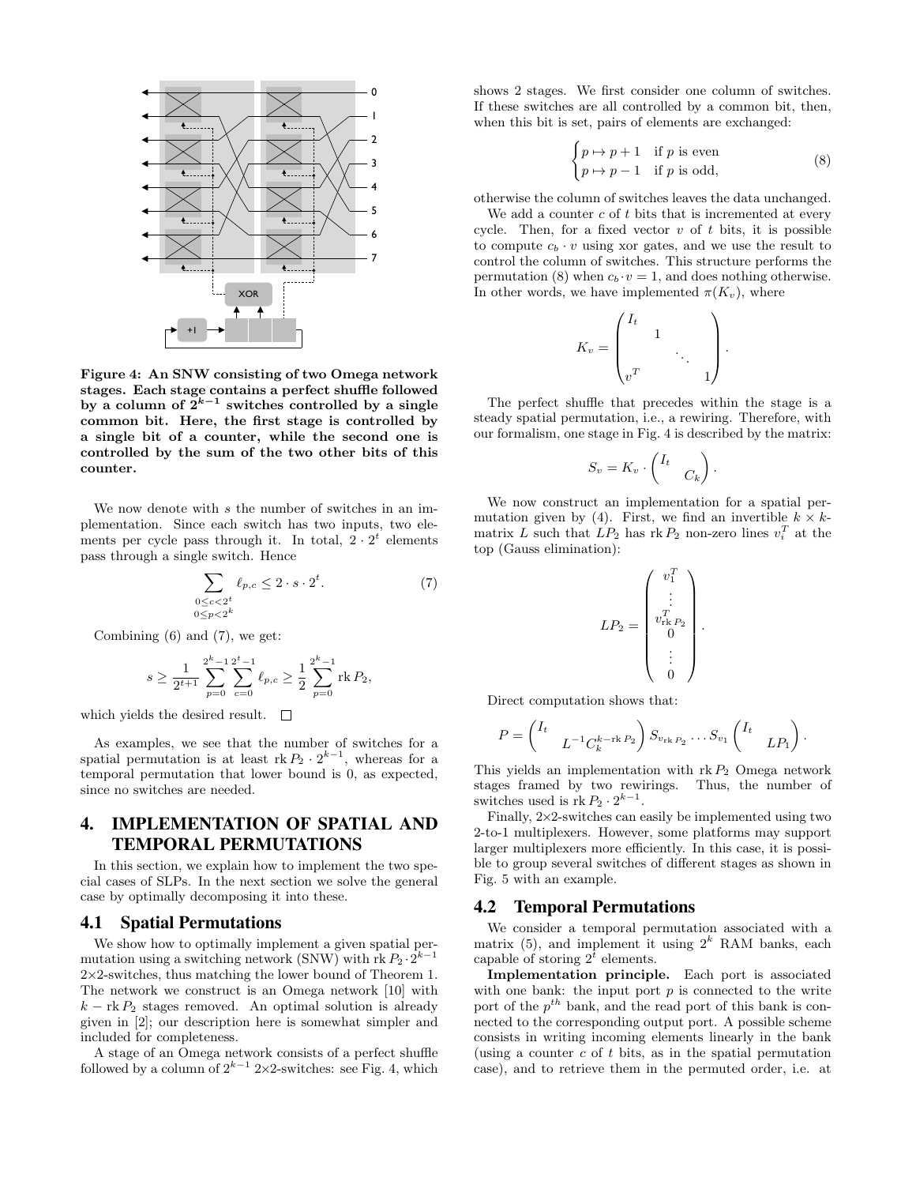Figure 4: An SNW consisting of two Omega network stages. Each stage contains a perfect shuffle followed by a column of $2^{k-1}$ switches controlled by a single common bit. Here, the first stage is controlled by a single bit of a counter, while the second one is controlled by the sum of the two other bits of this counter.

We now denote with $s$ the number of switches in an implementation. Since each switch has two inputs, two elements per cycle pass through it. In total, $2 \cdot 2^t$ elements pass through a single switch. Hence

$$\sum_{\substack{0 \le c < 2^t \\ 0 \le p < 2^k}} \ell_{p,c} \le 2 \cdot s \cdot 2^t. \tag{7}$$

Combining (6) and (7), we get:

$$s \ge \frac{1}{2^{t+1}} \sum_{p=0}^{2^k-1} \sum_{c=0}^{2^t-1} \ell_{p,c} \ge \frac{1}{2} \sum_{p=0}^{2^k-1} \operatorname{rk} P_2,$$

which yields the desired result. $\square$

As examples, we see that the number of switches for a spatial permutation is at least $\operatorname{rk} P_2 \cdot 2^{k-1}$, whereas for a temporal permutation that lower bound is 0, as expected, since no switches are needed.

# 4. IMPLEMENTATION OF SPATIAL AND TEMPORAL PERMUTATIONS

In this section, we explain how to implement the two special cases of SLPs. In the next section we solve the general case by optimally decomposing it into these.

## 4.1 Spatial Permutations

We show how to optimally implement a given spatial permutation using a switching network (SNW) with $\operatorname{rk} P_2 \cdot 2^{k-1}$ 2×2-switches, thus matching the lower bound of Theorem 1. The network we construct is an Omega network [10] with $k - \operatorname{rk} P_2$ stages removed. An optimal solution is already given in [2]; our description here is somewhat simpler and included for completeness.

A stage of an Omega network consists of a perfect shuffle followed by a column of $2^{k-1}$ 2×2-switches: see Fig. 4, which shows 2 stages. We first consider one column of switches. If these switches are all controlled by a common bit, then, when this bit is set, pairs of elements are exchanged:

$$\begin{cases} p \mapsto p+1 & \text{if } p \text{ is even} \\ p \mapsto p-1 & \text{if } p \text{ is odd,} \end{cases} \tag{8}$$

otherwise the column of switches leaves the data unchanged.

We add a counter $c$ of $t$ bits that is incremented at every cycle. Then, for a fixed vector $v$ of $t$ bits, it is possible to compute $c_b \cdot v$ using xor gates, and we use the result to control the column of switches. This structure performs the permutation (8) when $c_b \cdot v = 1$, and does nothing otherwise. In other words, we have implemented $\pi(K_v)$, where

$$K_v = \begin{pmatrix} I_t & & & \\ & 1 & & \\ & & \ddots & \\ v^T & & & 1 \end{pmatrix}.$$

The perfect shuffle that precedes within the stage is a steady spatial permutation, i.e., a rewiring. Therefore, with our formalism, one stage in Fig. 4 is described by the matrix:

$$S_v = K_v \cdot \begin{pmatrix} I_t & \\ & C_k \end{pmatrix}.$$

We now construct an implementation for a spatial permutation given by (4). First, we find an invertible $k \times k$-matrix $L$ such that $LP_2$ has $\operatorname{rk} P_2$ non-zero lines $v_i^T$ at the top (Gauss elimination):

$$LP_2 = \begin{pmatrix} v_1^T \\ \vdots \\ v_{\operatorname{rk} P_2}^T \\ 0 \\ \vdots \\ 0 \end{pmatrix}.$$

Direct computation shows that:

$$P = \begin{pmatrix} I_t & \\ & L^{-1} C_k^{k - \operatorname{rk} P_2} \end{pmatrix} S_{v_{\operatorname{rk} P_2}} \dots S_{v_1} \begin{pmatrix} I_t & \\ & LP_1 \end{pmatrix}.$$

This yields an implementation with $\operatorname{rk} P_2$ Omega network stages framed by two rewirings. Thus, the number of switches used is $\operatorname{rk} P_2 \cdot 2^{k-1}$.

Finally, 2×2-switches can easily be implemented using two 2-to-1 multiplexers. However, some platforms may support larger multiplexers more efficiently. In this case, it is possible to group several switches of different stages as shown in Fig. 5 with an example.

## 4.2 Temporal Permutations

We consider a temporal permutation associated with a matrix (5), and implement it using $2^k$ RAM banks, each capable of storing $2^t$ elements.

**Implementation principle.** Each port is associated with one bank: the input port $p$ is connected to the write port of the $p^{th}$ bank, and the read port of this bank is connected to the corresponding output port. A possible scheme consists in writing incoming elements linearly in the bank (using a counter $c$ of $t$ bits, as in the spatial permutation case), and to retrieve them in the permuted order, i.e. at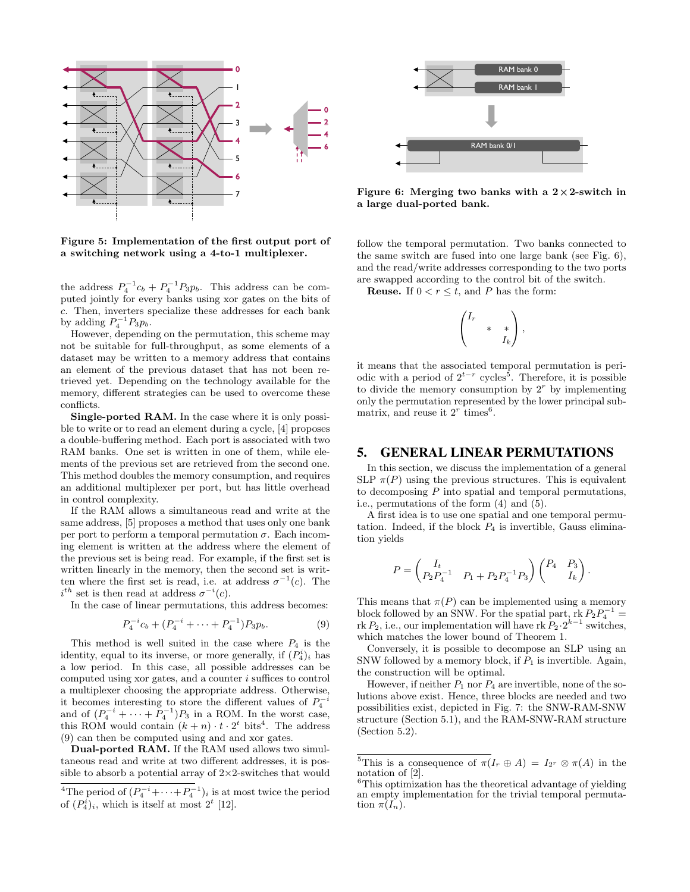Figure 5: Implementation of the first output port of a switching network using a 4-to-1 multiplexer.

the address $P_4^{-1}c_b + P_4^{-1}P_3p_b$. This address can be computed jointly for every banks using xor gates on the bits of $c$. Then, inverters specialize these addresses for each bank by adding $P_4^{-1}P_3p_b$.

However, depending on the permutation, this scheme may not be suitable for full-throughput, as some elements of a dataset may be written to a memory address that contains an element of the previous dataset that has not been retrieved yet. Depending on the technology available for the memory, different strategies can be used to overcome these conflicts.

**Single-ported RAM.** In the case where it is only possible to write or to read an element during a cycle, [4] proposes a double-buffering method. Each port is associated with two RAM banks. One set is written in one of them, while elements of the previous set are retrieved from the second one. This method doubles the memory consumption, and requires an additional multiplexer per port, but has little overhead in control complexity.

If the RAM allows a simultaneous read and write at the same address, [5] proposes a method that uses only one bank per port to perform a temporal permutation $\sigma$. Each incoming element is written at the address where the element of the previous set is being read. For example, if the first set is written linearly in the memory, then the second set is written where the first set is read, i.e. at address $\sigma^{-1}(c)$. The $i^{th}$ set is then read at address $\sigma^{-i}(c)$.

In the case of linear permutations, this address becomes:

$$P_4^{-i}c_b + (P_4^{-i} + \cdots + P_4^{-1})P_3p_b. \tag{9}$$

This method is well suited in the case where $P_4$ is the identity, equal to its inverse, or more generally, if $(P_4^i)_i$ has a low period. In this case, all possible addresses can be computed using xor gates, and a counter $i$ suffices to control a multiplexer choosing the appropriate address. Otherwise, it becomes interesting to store the different values of $P_4^{-i}$ and of $(P_4^{-i} + \cdots + P_4^{-1})P_3$ in a ROM. In the worst case, this ROM would contain $(k+n) \cdot t \cdot 2^t$ bits[4]. The address (9) can then be computed using and and xor gates.

**Dual-ported RAM.** If the RAM used allows two simultaneous read and write at two different addresses, it is possible to absorb a potential array of 2×2-switches that would follow the temporal permutation. Two banks connected to the same switch are fused into one large bank (see Fig. 6), and the read/write addresses corresponding to the two ports are swapped according to the control bit of the switch.

Figure 6: Merging two banks with a 2×2-switch in a large dual-ported bank.

**Reuse.** If $0 < r \leq t$, and $P$ has the form:

$$\begin{pmatrix} I_r & & \\ & * & * \\ & & I_k \end{pmatrix},$$

it means that the associated temporal permutation is periodic with a period of $2^{t-r}$ cycles[5]. Therefore, it is possible to divide the memory consumption by $2^r$ by implementing only the permutation represented by the lower principal submatrix, and reuse it $2^r$ times[6].

## 5. GENERAL LINEAR PERMUTATIONS

In this section, we discuss the implementation of a general SLP $\pi(P)$ using the previous structures. This is equivalent to decomposing $P$ into spatial and temporal permutations, i.e., permutations of the form (4) and (5).

A first idea is to use one spatial and one temporal permutation. Indeed, if the block $P_4$ is invertible, Gauss elimination yields

$$P = \begin{pmatrix} I_t & \\ P_2P_4^{-1} & P_1 + P_2P_4^{-1}P_3 \end{pmatrix} \begin{pmatrix} P_4 & P_3 \\ & I_k \end{pmatrix}.$$

This means that $\pi(P)$ can be implemented using a memory block followed by an SNW. For the spatial part, $\operatorname{rk} P_2P_4^{-1} = \operatorname{rk} P_2$, i.e., our implementation will have $\operatorname{rk} P_2 \cdot 2^{k-1}$ switches, which matches the lower bound of Theorem 1.

Conversely, it is possible to decompose an SLP using an SNW followed by a memory block, if $P_1$ is invertible. Again, the construction will be optimal.

However, if neither $P_1$ nor $P_4$ are invertible, none of the solutions above exist. Hence, three blocks are needed and two possibilities exist, depicted in Fig. 7: the SNW-RAM-SNW structure (Section 5.1), and the RAM-SNW-RAM structure (Section 5.2).

---

[4] The period of $(P_4^{-i} + \cdots + P_4^{-1})_i$ is at most twice the period of $(P_4^i)_i$, which is itself at most $2^t$ [12].

[5] This is a consequence of $\pi(I_r \oplus A) = I_{2^r} \otimes \pi(A)$ in the notation of [2].

[6] This optimization has the theoretical advantage of yielding an empty implementation for the trivial temporal permutation $\pi(I_n)$.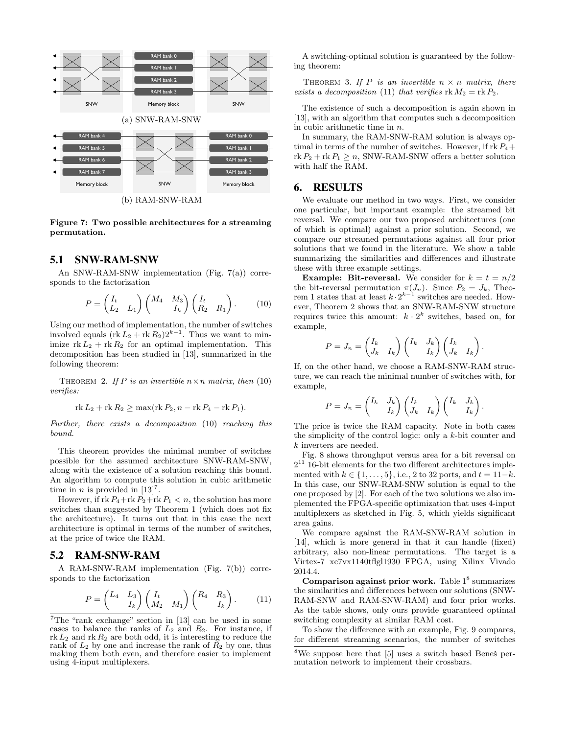(a) SNW-RAM-SNW

(b) RAM-SNW-RAM

**Figure 7: Two possible architectures for a streaming permutation.**

### 5.1 SNW-RAM-SNW

An SNW-RAM-SNW implementation (Fig. 7(a)) corresponds to the factorization

$$P = \begin{pmatrix} I_t & \\ L_2 & L_1 \end{pmatrix} \begin{pmatrix} M_4 & M_3 \\ & I_k \end{pmatrix} \begin{pmatrix} I_t & \\ R_2 & R_1 \end{pmatrix}. \qquad (10)$$

Using our method of implementation, the number of switches involved equals $(\operatorname{rk} L_2 + \operatorname{rk} R_2)2^{k-1}$. Thus we want to minimize $\operatorname{rk} L_2 + \operatorname{rk} R_2$ for an optimal implementation. This decomposition has been studied in [13], summarized in the following theorem:

THEOREM 2. *If $P$ is an invertible $n \times n$ matrix, then (10) verifies:*

$$\operatorname{rk} L_2 + \operatorname{rk} R_2 \geq \max(\operatorname{rk} P_2, n - \operatorname{rk} P_4 - \operatorname{rk} P_1).$$

*Further, there exists a decomposition (10) reaching this bound.*

This theorem provides the minimal number of switches possible for the assumed architecture SNW-RAM-SNW, along with the existence of a solution reaching this bound. An algorithm to compute this solution in cubic arithmetic time in $n$ is provided in [13][7].

However, if $\operatorname{rk} P_4 + \operatorname{rk} P_2 + \operatorname{rk} P_1 < n$, the solution has more switches than suggested by Theorem 1 (which does not fix the architecture). It turns out that in this case the next architecture is optimal in terms of the number of switches, at the price of twice the RAM.

### 5.2 RAM-SNW-RAM

A RAM-SNW-RAM implementation (Fig. 7(b)) corresponds to the factorization

$$P = \begin{pmatrix} L_4 & L_3 \\ & I_k \end{pmatrix} \begin{pmatrix} I_t & \\ M_2 & M_1 \end{pmatrix} \begin{pmatrix} R_4 & R_3 \\ & I_k \end{pmatrix}. \qquad (11)$$

[7] The "rank exchange" section in [13] can be used in some cases to balance the ranks of $L_2$ and $R_2$. For instance, if $\operatorname{rk} L_2$ and $\operatorname{rk} R_2$ are both odd, it is interesting to reduce the rank of $L_2$ by one and increase the rank of $R_2$ by one, thus making them both even, and therefore easier to implement using 4-input multiplexers.

A switching-optimal solution is guaranteed by the following theorem:

THEOREM 3. *If $P$ is an invertible $n \times n$ matrix, there exists a decomposition (11) that verifies $\operatorname{rk} M_2 = \operatorname{rk} P_2$.*

The existence of such a decomposition is again shown in [13], with an algorithm that computes such a decomposition in cubic arithmetic time in $n$.

In summary, the RAM-SNW-RAM solution is always optimal in terms of the number of switches. However, if $\operatorname{rk} P_4 + \operatorname{rk} P_2 + \operatorname{rk} P_1 \geq n$, SNW-RAM-SNW offers a better solution with half the RAM.

## 6. RESULTS

We evaluate our method in two ways. First, we consider one particular, but important example: the streamed bit reversal. We compare our two proposed architectures (one of which is optimal) against a prior solution. Second, we compare our streamed permutations against all four prior solutions that we found in the literature. We show a table summarizing the similarities and differences and illustrate these with three example settings.

**Example: Bit-reversal.** We consider for $k = t = n/2$ the bit-reversal permutation $\pi(J_n)$. Since $P_2 = J_k$, Theorem 1 states that at least $k \cdot 2^{k-1}$ switches are needed. However, Theorem 2 shows that an SNW-RAM-SNW structure requires twice this amount: $k \cdot 2^k$ switches, based on, for example,

$$P = J_n = \begin{pmatrix} I_k & \\ J_k & I_k \end{pmatrix} \begin{pmatrix} I_k & J_k \\ & I_k \end{pmatrix} \begin{pmatrix} I_k & \\ J_k & I_k \end{pmatrix}.$$

If, on the other hand, we choose a RAM-SNW-RAM structure, we can reach the minimal number of switches with, for example,

$$P = J_n = \begin{pmatrix} I_k & J_k \\ & I_k \end{pmatrix} \begin{pmatrix} I_k & \\ J_k & I_k \end{pmatrix} \begin{pmatrix} I_k & J_k \\ & I_k \end{pmatrix}.$$

The price is twice the RAM capacity. Note in both cases the simplicity of the control logic: only a $k$-bit counter and $k$ inverters are needed.

Fig. 8 shows throughput versus area for a bit reversal on $2^{11}$ 16-bit elements for the two different architectures implemented with $k \in \{1, \dots, 5\}$, i.e., 2 to 32 ports, and $t = 11-k$. In this case, our SNW-RAM-SNW solution is equal to the one proposed by [2]. For each of the two solutions we also implemented the FPGA-specific optimization that uses 4-input multiplexers as sketched in Fig. 5, which yields significant area gains.

We compare against the RAM-SNW-RAM solution in [14], which is more general in that it can handle (fixed) arbitrary, also non-linear permutations. The target is a Virtex-7 xc7vx1140tflgl1930 FPGA, using Xilinx Vivado 2014.4.

**Comparison against prior work.** Table 1[8] summarizes the similarities and differences between our solutions (SNW-RAM-SNW and RAM-SNW-RAM) and four prior works. As the table shows, only ours provide guaranteed optimal switching complexity at similar RAM cost.

To show the difference with an example, Fig. 9 compares, for different streaming scenarios, the number of switches

[8] We suppose here that [5] uses a switch based Beneš permutation network to implement their crossbars.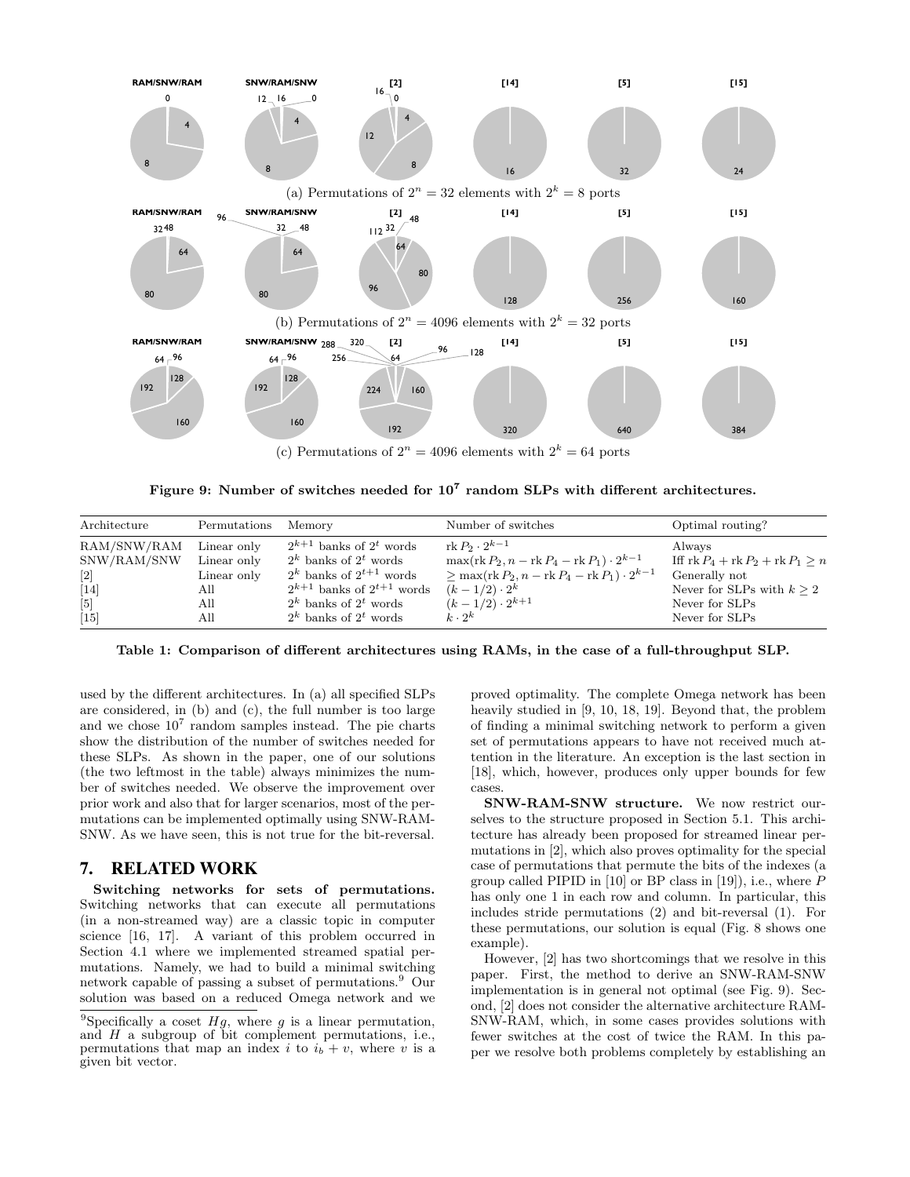(a) Permutations of $2^n = 32$ elements with $2^k = 8$ ports

(b) Permutations of $2^n = 4096$ elements with $2^k = 32$ ports

(c) Permutations of $2^n = 4096$ elements with $2^k = 64$ ports

**Figure 9: Number of switches needed for $10^7$ random SLPs with different architectures.**

| Architecture | Permutations | Memory | Number of switches | Optimal routing? |
|---|---|---|---|---|
| RAM/SNW/RAM | Linear only | $2^{k+1}$ banks of $2^t$ words | $\text{rk}\, P_2 \cdot 2^{k-1}$ | Always |
| SNW/RAM/SNW | Linear only | $2^k$ banks of $2^t$ words | $\max(\text{rk}\, P_2, n - \text{rk}\, P_4 - \text{rk}\, P_1) \cdot 2^{k-1}$ | Iff $\text{rk}\, P_4 + \text{rk}\, P_2 + \text{rk}\, P_1 \geq n$ |
| [2] | Linear only | $2^k$ banks of $2^{t+1}$ words | $\geq \max(\text{rk}\, P_2, n - \text{rk}\, P_4 - \text{rk}\, P_1) \cdot 2^{k-1}$ | Generally not |
| [14] | All | $2^{k+1}$ banks of $2^{t+1}$ words | $(k - 1/2) \cdot 2^k$ | Never for SLPs with $k \geq 2$ |
| [5] | All | $2^k$ banks of $2^t$ words | $(k - 1/2) \cdot 2^{k+1}$ | Never for SLPs |
| [15] | All | $2^k$ banks of $2^t$ words | $k \cdot 2^k$ | Never for SLPs |

**Table 1: Comparison of different architectures using RAMs, in the case of a full-throughput SLP.**

used by the different architectures. In (a) all specified SLPs are considered, in (b) and (c), the full number is too large and we chose $10^7$ random samples instead. The pie charts show the distribution of the number of switches needed for these SLPs. As shown in the paper, one of our solutions (the two leftmost in the table) always minimizes the number of switches needed. We observe the improvement over prior work and also that for larger scenarios, most of the permutations can be implemented optimally using SNW-RAM-SNW. As we have seen, this is not true for the bit-reversal.

## 7. RELATED WORK

**Switching networks for sets of permutations.** Switching networks that can execute all permutations (in a non-streamed way) are a classic topic in computer science [16, 17]. A variant of this problem occurred in Section 4.1 where we implemented streamed spatial permutations. Namely, we had to build a minimal switching network capable of passing a subset of permutations.[9] Our solution was based on a reduced Omega network and we proved optimality. The complete Omega network has been heavily studied in [9, 10, 18, 19]. Beyond that, the problem of finding a minimal switching network to perform a given set of permutations appears to have not received much attention in the literature. An exception is the last section in [18], which, however, produces only upper bounds for few cases.

**SNW-RAM-SNW structure.** We now restrict ourselves to the structure proposed in Section 5.1. This architecture has already been proposed for streamed linear permutations in [2], which also proves optimality for the special case of permutations that permute the bits of the indexes (a group called PIPID in [10] or BP class in [19]), i.e., where $P$ has only one 1 in each row and column. In particular, this includes stride permutations (2) and bit-reversal (1). For these permutations, our solution is equal (Fig. 8 shows one example).

However, [2] has two shortcomings that we resolve in this paper. First, the method to derive an SNW-RAM-SNW implementation is in general not optimal (see Fig. 9). Second, [2] does not consider the alternative architecture RAM-SNW-RAM, which, in some cases provides solutions with fewer switches at the cost of twice the RAM. In this paper we resolve both problems completely by establishing an

[9] Specifically a coset $Hg$, where $g$ is a linear permutation, and $H$ a subgroup of bit complement permutations, i.e., permutations that map an index $i$ to $i_b + v$, where $v$ is a given bit vector.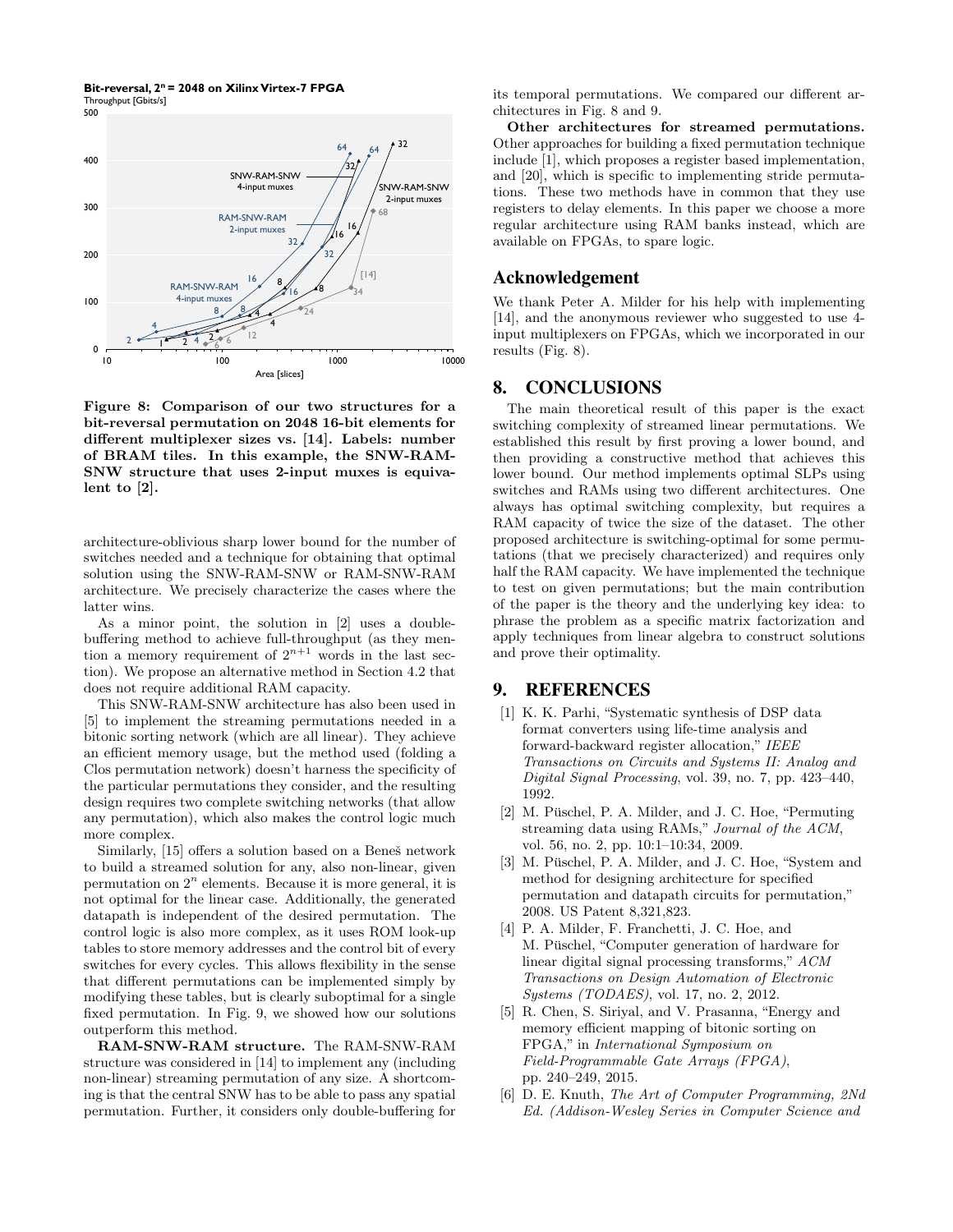Figure 8: Comparison of our two structures for a bit-reversal permutation on 2048 16-bit elements for different multiplexer sizes vs. [14]. Labels: number of BRAM tiles. In this example, the SNW-RAM-SNW structure that uses 2-input muxes is equivalent to [2].

architecture-oblivious sharp lower bound for the number of switches needed and a technique for obtaining that optimal solution using the SNW-RAM-SNW or RAM-SNW-RAM architecture. We precisely characterize the cases where the latter wins.

As a minor point, the solution in [2] uses a double-buffering method to achieve full-throughput (as they mention a memory requirement of $2^{n+1}$ words in the last section). We propose an alternative method in Section 4.2 that does not require additional RAM capacity.

This SNW-RAM-SNW architecture has also been used in [5] to implement the streaming permutations needed in a bitonic sorting network (which are all linear). They achieve an efficient memory usage, but the method used (folding a Clos permutation network) doesn't harness the specificity of the particular permutations they consider, and the resulting design requires two complete switching networks (that allow any permutation), which also makes the control logic much more complex.

Similarly, [15] offers a solution based on a Beneš network to build a streamed solution for any, also non-linear, given permutation on $2^n$ elements. Because it is more general, it is not optimal for the linear case. Additionally, the generated datapath is independent of the desired permutation. The control logic is also more complex, as it uses ROM look-up tables to store memory addresses and the control bit of every switches for every cycles. This allows flexibility in the sense that different permutations can be implemented simply by modifying these tables, but is clearly suboptimal for a single fixed permutation. In Fig. 9, we showed how our solutions outperform this method.

**RAM-SNW-RAM structure.** The RAM-SNW-RAM structure was considered in [14] to implement any (including non-linear) streaming permutation of any size. A shortcoming is that the central SNW has to be able to pass any spatial permutation. Further, it considers only double-buffering for its temporal permutations. We compared our different architectures in Fig. 8 and 9.

**Other architectures for streamed permutations.** Other approaches for building a fixed permutation technique include [1], which proposes a register based implementation, and [20], which is specific to implementing stride permutations. These two methods have in common that they use registers to delay elements. In this paper we choose a more regular architecture using RAM banks instead, which are available on FPGAs, to spare logic.

## Acknowledgement

We thank Peter A. Milder for his help with implementing [14], and the anonymous reviewer who suggested to use 4-input multiplexers on FPGAs, which we incorporated in our results (Fig. 8).

## 8. CONCLUSIONS

The main theoretical result of this paper is the exact switching complexity of streamed linear permutations. We established this result by first proving a lower bound, and then providing a constructive method that achieves this lower bound. Our method implements optimal SLPs using switches and RAMs using two different architectures. One always has optimal switching complexity, but requires a RAM capacity of twice the size of the dataset. The other proposed architecture is switching-optimal for some permutations (that we precisely characterized) and requires only half the RAM capacity. We have implemented the technique to test on given permutations; but the main contribution of the paper is the theory and the underlying key idea: to phrase the problem as a specific matrix factorization and apply techniques from linear algebra to construct solutions and prove their optimality.

## 9. REFERENCES

[1] K. K. Parhi, "Systematic synthesis of DSP data format converters using life-time analysis and forward-backward register allocation," *IEEE Transactions on Circuits and Systems II: Analog and Digital Signal Processing*, vol. 39, no. 7, pp. 423–440, 1992.

[2] M. Püschel, P. A. Milder, and J. C. Hoe, "Permuting streaming data using RAMs," *Journal of the ACM*, vol. 56, no. 2, pp. 10:1–10:34, 2009.

[3] M. Püschel, P. A. Milder, and J. C. Hoe, "System and method for designing architecture for specified permutation and datapath circuits for permutation," 2008. US Patent 8,321,823.

[4] P. A. Milder, F. Franchetti, J. C. Hoe, and M. Püschel, "Computer generation of hardware for linear digital signal processing transforms," *ACM Transactions on Design Automation of Electronic Systems (TODAES)*, vol. 17, no. 2, 2012.

[5] R. Chen, S. Siriyal, and V. Prasanna, "Energy and memory efficient mapping of bitonic sorting on FPGA," in *International Symposium on Field-Programmable Gate Arrays (FPGA)*, pp. 240–249, 2015.

[6] D. E. Knuth, *The Art of Computer Programming, 2Nd Ed. (Addison-Wesley Series in Computer Science and*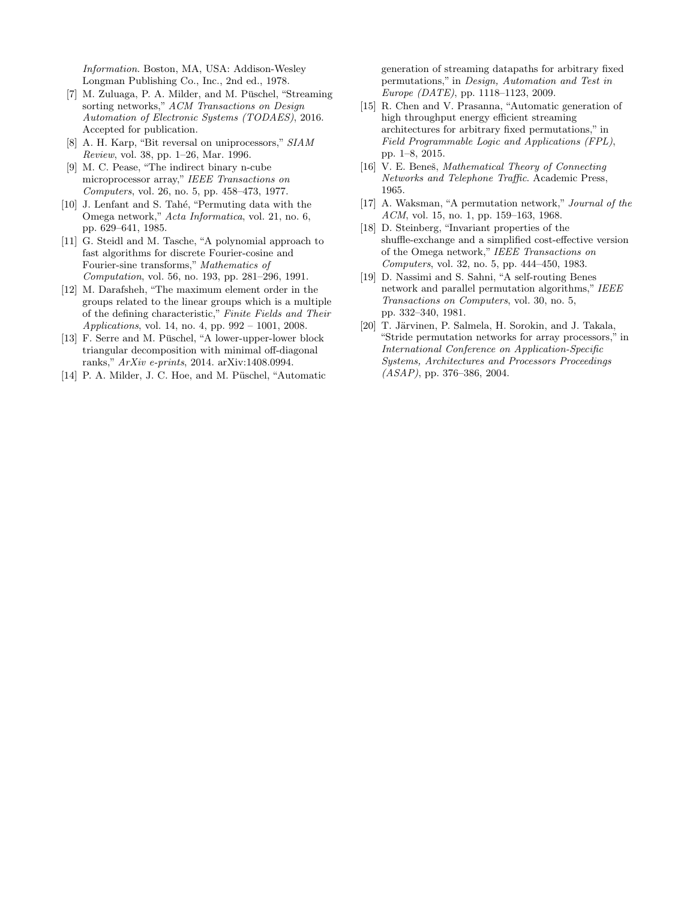*Information*. Boston, MA, USA: Addison-Wesley Longman Publishing Co., Inc., 2nd ed., 1978.

[7] M. Zuluaga, P. A. Milder, and M. Püschel, "Streaming sorting networks," *ACM Transactions on Design Automation of Electronic Systems (TODAES)*, 2016. Accepted for publication.

[8] A. H. Karp, "Bit reversal on uniprocessors," *SIAM Review*, vol. 38, pp. 1–26, Mar. 1996.

[9] M. C. Pease, "The indirect binary n-cube microprocessor array," *IEEE Transactions on Computers*, vol. 26, no. 5, pp. 458–473, 1977.

[10] J. Lenfant and S. Tahé, "Permuting data with the Omega network," *Acta Informatica*, vol. 21, no. 6, pp. 629–641, 1985.

[11] G. Steidl and M. Tasche, "A polynomial approach to fast algorithms for discrete Fourier-cosine and Fourier-sine transforms," *Mathematics of Computation*, vol. 56, no. 193, pp. 281–296, 1991.

[12] M. Darafsheh, "The maximum element order in the groups related to the linear groups which is a multiple of the defining characteristic," *Finite Fields and Their Applications*, vol. 14, no. 4, pp. 992 – 1001, 2008.

[13] F. Serre and M. Püschel, "A lower-upper-lower block triangular decomposition with minimal off-diagonal ranks," *ArXiv e-prints*, 2014. arXiv:1408.0994.

[14] P. A. Milder, J. C. Hoe, and M. Püschel, "Automatic generation of streaming datapaths for arbitrary fixed permutations," in *Design, Automation and Test in Europe (DATE)*, pp. 1118–1123, 2009.

[15] R. Chen and V. Prasanna, "Automatic generation of high throughput energy efficient streaming architectures for arbitrary fixed permutations," in *Field Programmable Logic and Applications (FPL)*, pp. 1–8, 2015.

[16] V. E. Beneš, *Mathematical Theory of Connecting Networks and Telephone Traffic*. Academic Press, 1965.

[17] A. Waksman, "A permutation network," *Journal of the ACM*, vol. 15, no. 1, pp. 159–163, 1968.

[18] D. Steinberg, "Invariant properties of the shuffle-exchange and a simplified cost-effective version of the Omega network," *IEEE Transactions on Computers*, vol. 32, no. 5, pp. 444–450, 1983.

[19] D. Nassimi and S. Sahni, "A self-routing Benes network and parallel permutation algorithms," *IEEE Transactions on Computers*, vol. 30, no. 5, pp. 332–340, 1981.

[20] T. Järvinen, P. Salmela, H. Sorokin, and J. Takala, "Stride permutation networks for array processors," in *International Conference on Application-Specific Systems, Architectures and Processors Proceedings (ASAP)*, pp. 376–386, 2004.